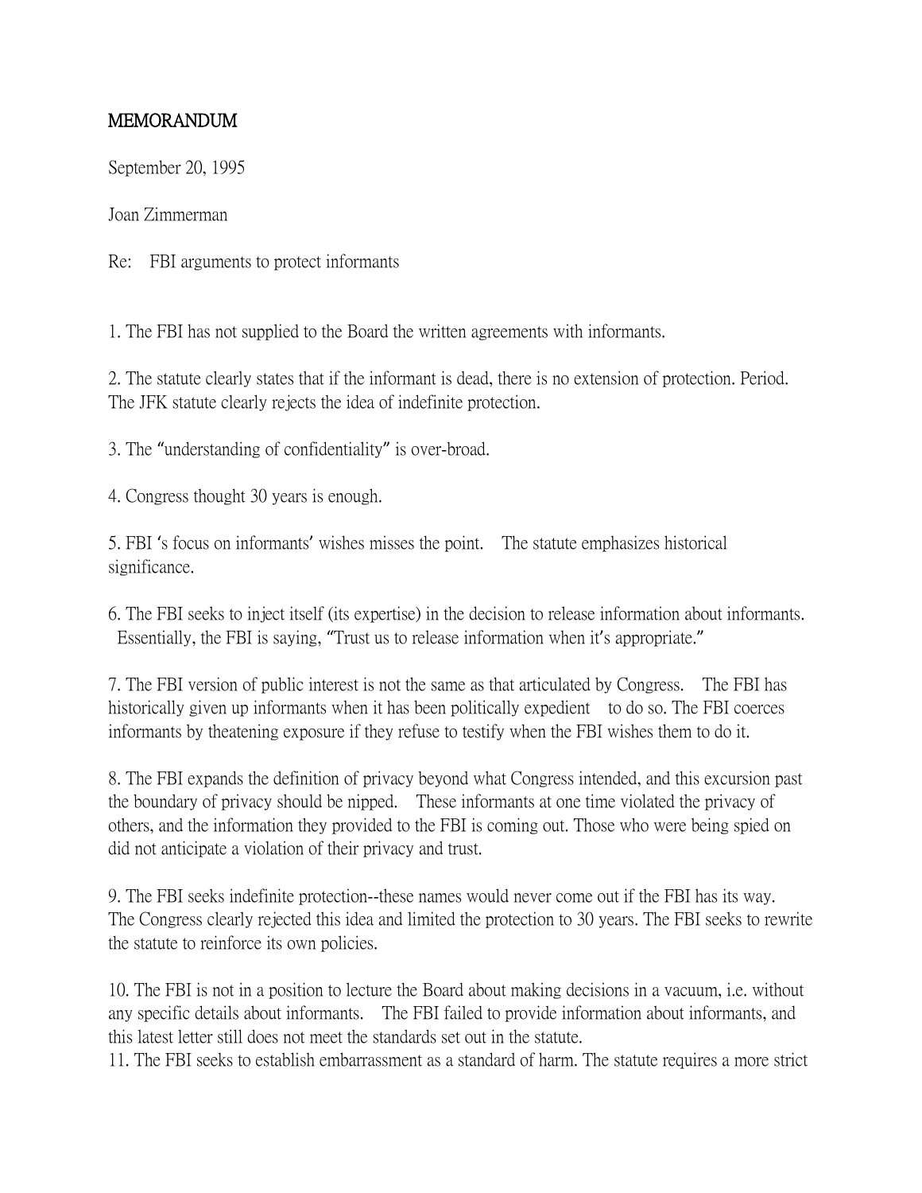**MEMORANDUM**

September 20, 1995

Joan Zimmerman

Re: FBI arguments to protect informants

1. The FBI has not supplied to the Board the written agreements with informants.

2. The statute clearly states that if the informant is dead, there is no extension of protection. Period. The JFK statute clearly rejects the idea of indefinite protection.

3. The "understanding of confidentiality" is over-broad.

4. Congress thought 30 years is enough.

5. FBI 's focus on informants' wishes misses the point. The statute emphasizes historical significance.

6. The FBI seeks to inject itself (its expertise) in the decision to release information about informants. Essentially, the FBI is saying, "Trust us to release information when it's appropriate."

7. The FBI version of public interest is not the same as that articulated by Congress. The FBI has historically given up informants when it has been politically expedient to do so. The FBI coerces informants by theatening exposure if they refuse to testify when the FBI wishes them to do it.

8. The FBI expands the definition of privacy beyond what Congress intended, and this excursion past the boundary of privacy should be nipped. These informants at one time violated the privacy of others, and the information they provided to the FBI is coming out. Those who were being spied on did not anticipate a violation of their privacy and trust.

9. The FBI seeks indefinite protection--these names would never come out if the FBI has its way. The Congress clearly rejected this idea and limited the protection to 30 years. The FBI seeks to rewrite the statute to reinforce its own policies.

10. The FBI is not in a position to lecture the Board about making decisions in a vacuum, i.e. without any specific details about informants. The FBI failed to provide information about informants, and this latest letter still does not meet the standards set out in the statute.

11. The FBI seeks to establish embarrassment as a standard of harm. The statute requires a more strict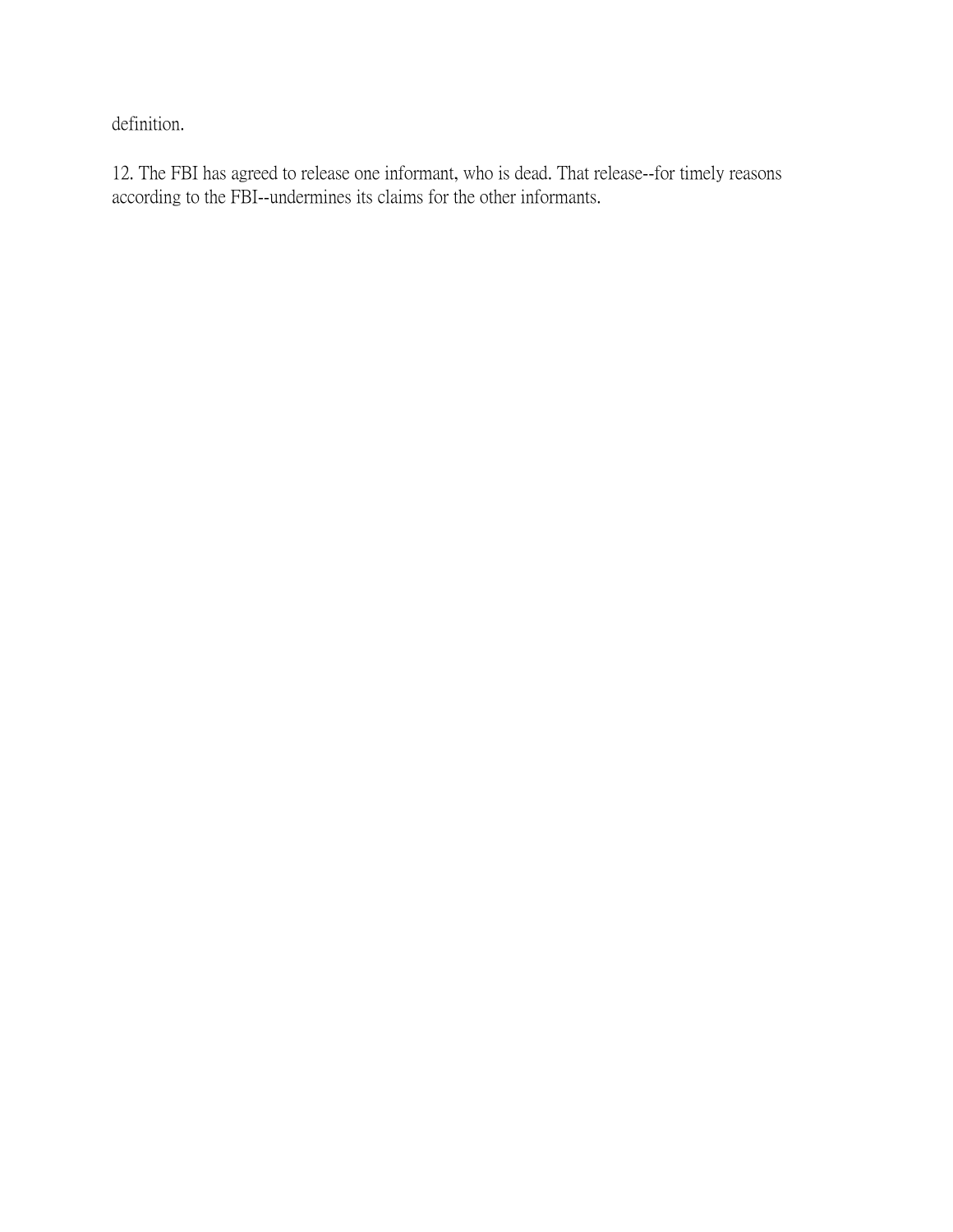definition.

12. The FBI has agreed to release one informant, who is dead. That release--for timely reasons according to the FBI--undermines its claims for the other informants.